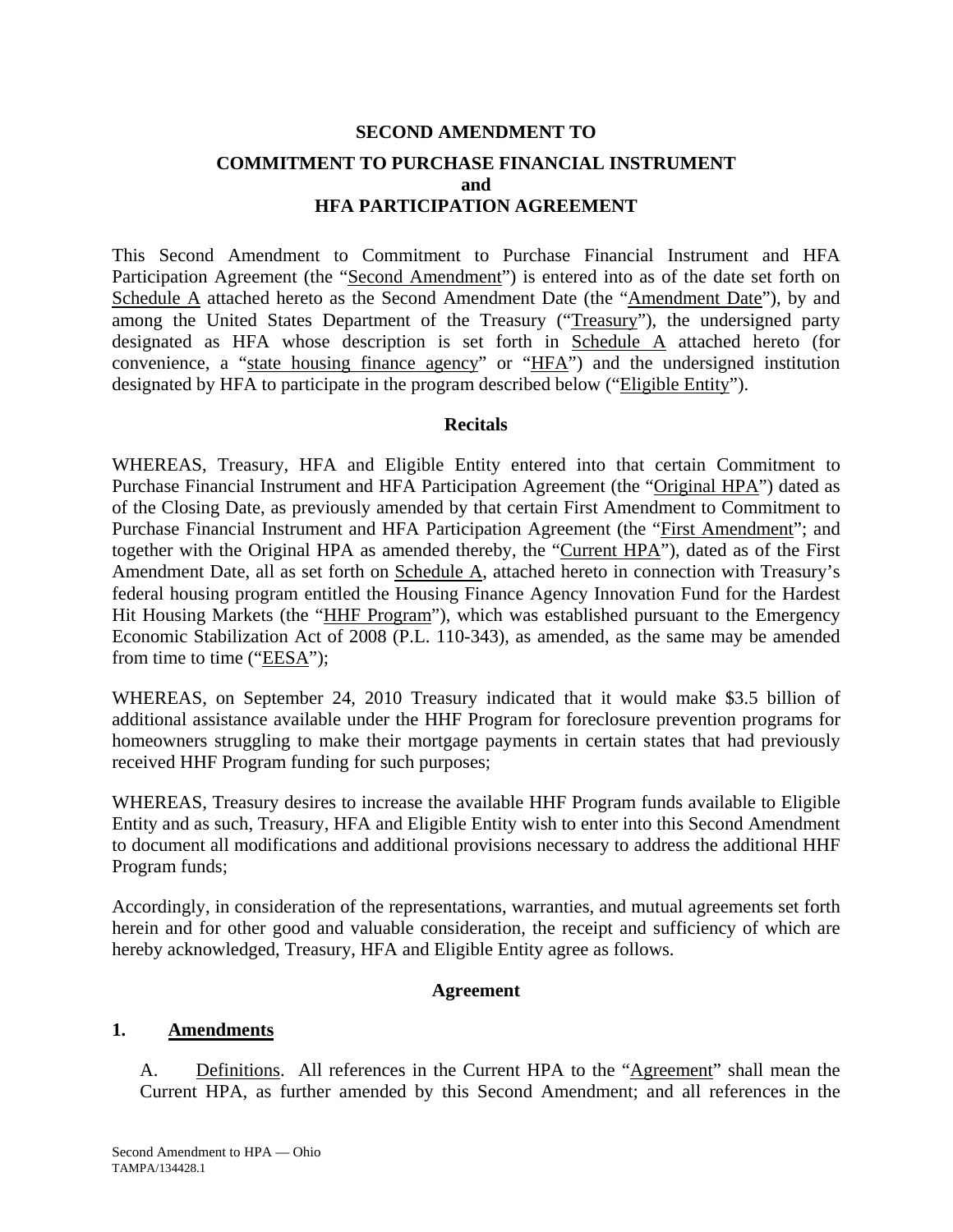# SECOND AMENDMENT TO

# COMMITMENT TO PURCHASE FINANCIAL INSTRUMENT and HFA PARTICIPATION AGREEMENT

This Second Amendment to Commitment to Purchase Financial Instrument and HFA Participation Agreement (the "Second Amendment") is entered into as of the date set forth on Schedule A attached hereto as the Second Amendment Date (the "Amendment Date"), by and among the United States Department of the Treasury ("Treasury"), the undersigned party designated as HFA whose description is set forth in Schedule A attached hereto (for convenience, a "state housing finance agency" or "HFA") and the undersigned institution designated by HFA to participate in the program described below ("Eligible Entity").

## Recitals

WHEREAS, Treasury, HFA and Eligible Entity entered into that certain Commitment to Purchase Financial Instrument and HFA Participation Agreement (the "Original HPA") dated as of the Closing Date, as previously amended by that certain First Amendment to Commitment to Purchase Financial Instrument and HFA Participation Agreement (the "First Amendment"; and together with the Original HPA as amended thereby, the "Current HPA"), dated as of the First Amendment Date, all as set forth on Schedule A, attached hereto in connection with Treasury's federal housing program entitled the Housing Finance Agency Innovation Fund for the Hardest Hit Housing Markets (the "HHF Program"), which was established pursuant to the Emergency Economic Stabilization Act of 2008 (P.L. 110-343), as amended, as the same may be amended from time to time ("EESA");

WHEREAS, on September 24, 2010 Treasury indicated that it would make $3.5 billion of additional assistance available under the HHF Program for foreclosure prevention programs for homeowners struggling to make their mortgage payments in certain states that had previously received HHF Program funding for such purposes;

WHEREAS, Treasury desires to increase the available HHF Program funds available to Eligible Entity and as such, Treasury, HFA and Eligible Entity wish to enter into this Second Amendment to document all modifications and additional provisions necessary to address the additional HHF Program funds;

Accordingly, in consideration of the representations, warranties, and mutual agreements set forth herein and for other good and valuable consideration, the receipt and sufficiency of which are hereby acknowledged, Treasury, HFA and Eligible Entity agree as follows.

## Agreement

**1. Amendments**

A. Definitions. All references in the Current HPA to the "Agreement" shall mean the Current HPA, as further amended by this Second Amendment; and all references in the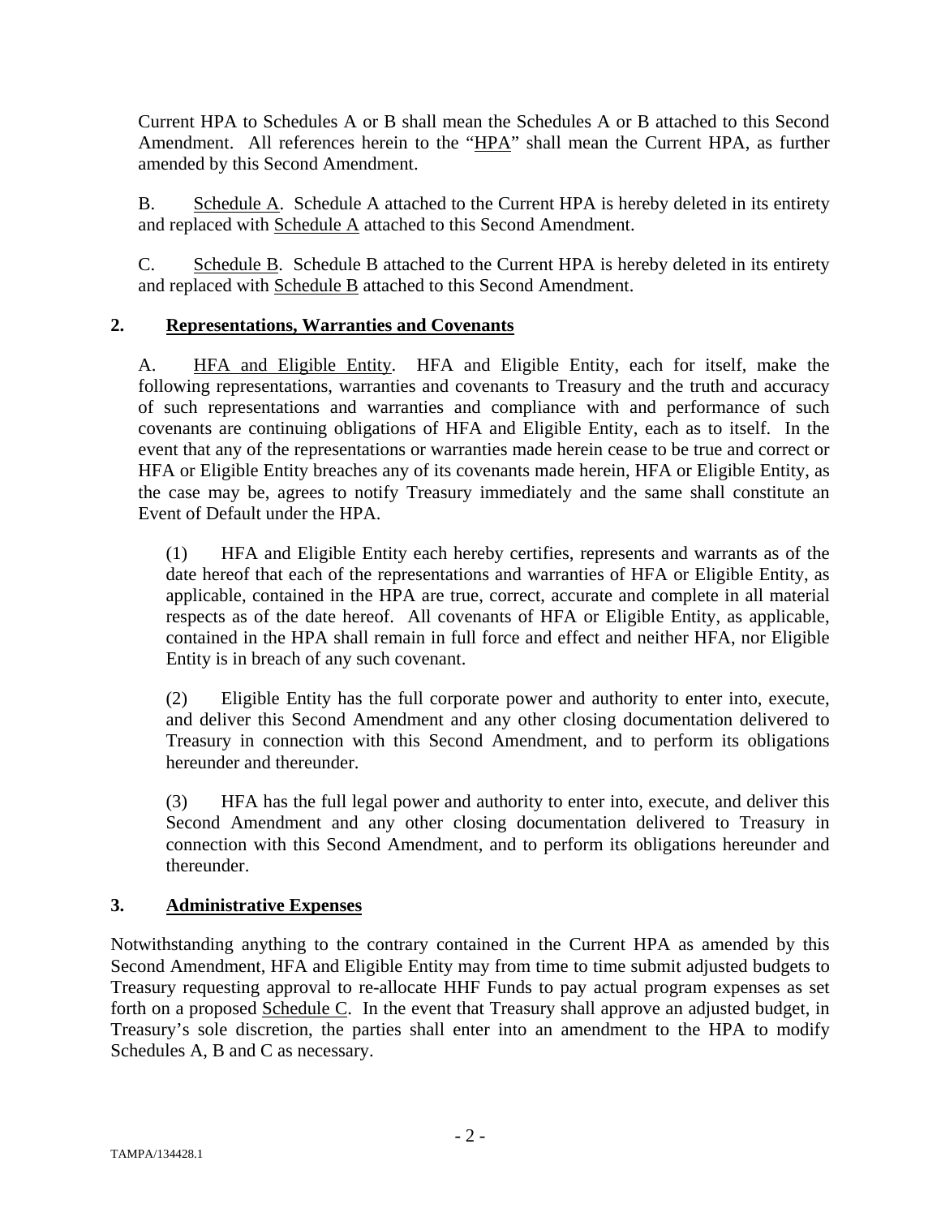Current HPA to Schedules A or B shall mean the Schedules A or B attached to this Second Amendment. All references herein to the "HPA" shall mean the Current HPA, as further amended by this Second Amendment.

B. Schedule A. Schedule A attached to the Current HPA is hereby deleted in its entirety and replaced with Schedule A attached to this Second Amendment.

C. Schedule B. Schedule B attached to the Current HPA is hereby deleted in its entirety and replaced with Schedule B attached to this Second Amendment.

## 2. Representations, Warranties and Covenants

A. HFA and Eligible Entity. HFA and Eligible Entity, each for itself, make the following representations, warranties and covenants to Treasury and the truth and accuracy of such representations and warranties and compliance with and performance of such covenants are continuing obligations of HFA and Eligible Entity, each as to itself. In the event that any of the representations or warranties made herein cease to be true and correct or HFA or Eligible Entity breaches any of its covenants made herein, HFA or Eligible Entity, as the case may be, agrees to notify Treasury immediately and the same shall constitute an Event of Default under the HPA.

(1) HFA and Eligible Entity each hereby certifies, represents and warrants as of the date hereof that each of the representations and warranties of HFA or Eligible Entity, as applicable, contained in the HPA are true, correct, accurate and complete in all material respects as of the date hereof. All covenants of HFA or Eligible Entity, as applicable, contained in the HPA shall remain in full force and effect and neither HFA, nor Eligible Entity is in breach of any such covenant.

(2) Eligible Entity has the full corporate power and authority to enter into, execute, and deliver this Second Amendment and any other closing documentation delivered to Treasury in connection with this Second Amendment, and to perform its obligations hereunder and thereunder.

(3) HFA has the full legal power and authority to enter into, execute, and deliver this Second Amendment and any other closing documentation delivered to Treasury in connection with this Second Amendment, and to perform its obligations hereunder and thereunder.

## 3. Administrative Expenses

Notwithstanding anything to the contrary contained in the Current HPA as amended by this Second Amendment, HFA and Eligible Entity may from time to time submit adjusted budgets to Treasury requesting approval to re-allocate HHF Funds to pay actual program expenses as set forth on a proposed Schedule C. In the event that Treasury shall approve an adjusted budget, in Treasury's sole discretion, the parties shall enter into an amendment to the HPA to modify Schedules A, B and C as necessary.

TAMPA/134428.1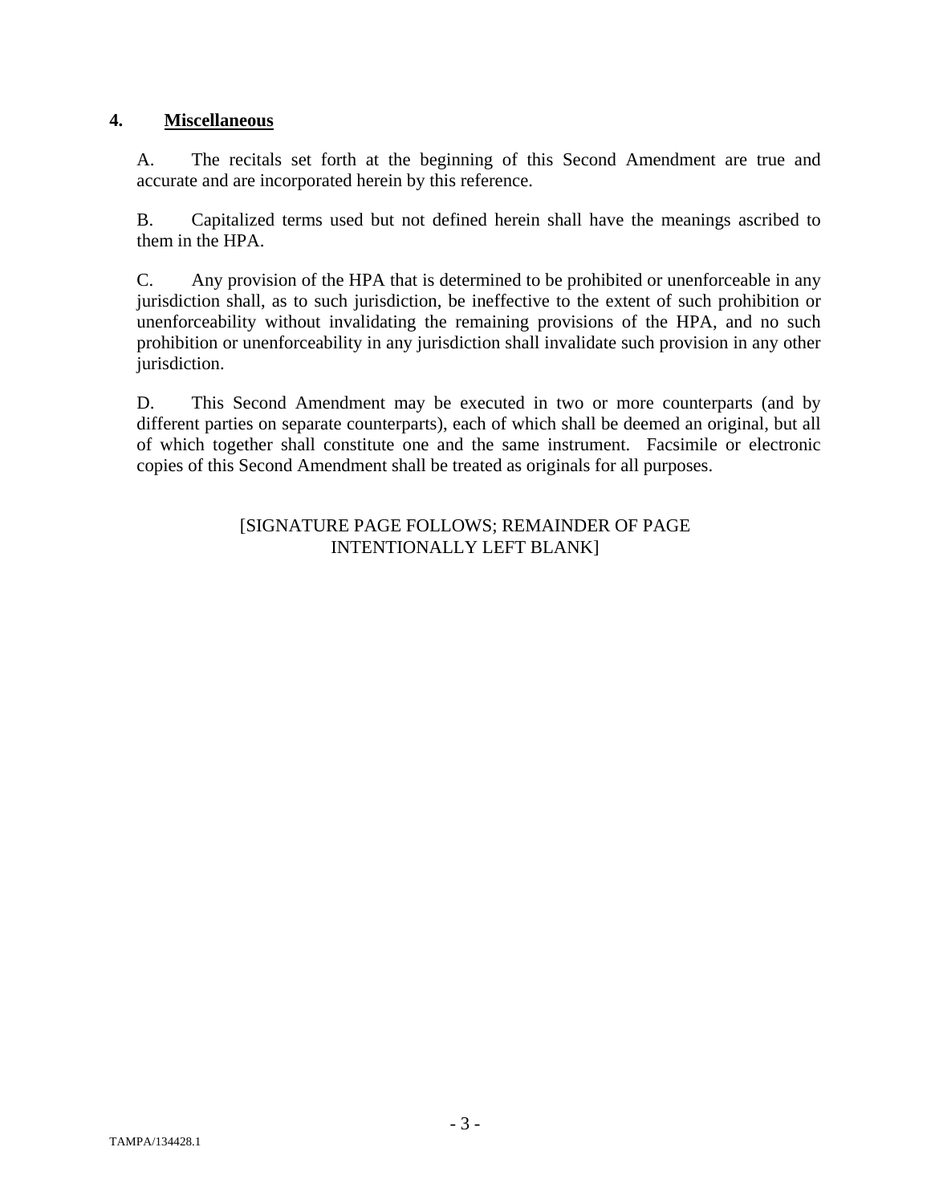## 4. Miscellaneous

A. The recitals set forth at the beginning of this Second Amendment are true and accurate and are incorporated herein by this reference.

B. Capitalized terms used but not defined herein shall have the meanings ascribed to them in the HPA.

C. Any provision of the HPA that is determined to be prohibited or unenforceable in any jurisdiction shall, as to such jurisdiction, be ineffective to the extent of such prohibition or unenforceability without invalidating the remaining provisions of the HPA, and no such prohibition or unenforceability in any jurisdiction shall invalidate such provision in any other jurisdiction.

D. This Second Amendment may be executed in two or more counterparts (and by different parties on separate counterparts), each of which shall be deemed an original, but all of which together shall constitute one and the same instrument. Facsimile or electronic copies of this Second Amendment shall be treated as originals for all purposes.

[SIGNATURE PAGE FOLLOWS; REMAINDER OF PAGE INTENTIONALLY LEFT BLANK]

TAMPA/134428.1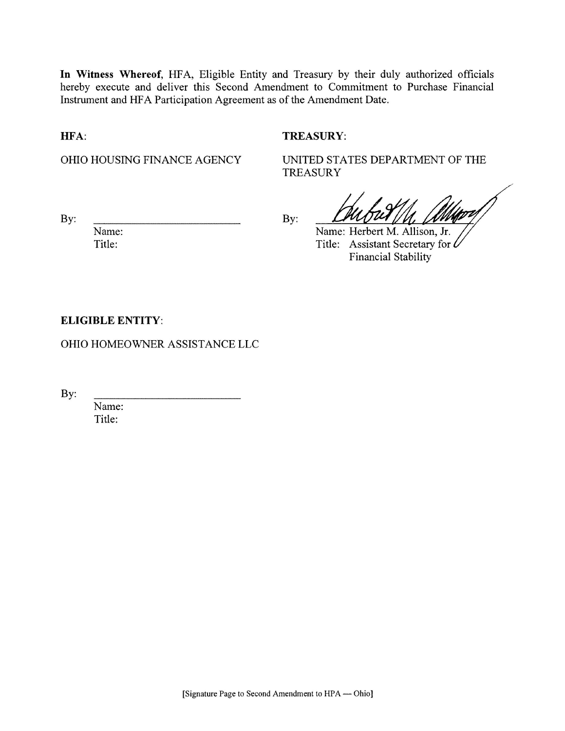**In Witness Whereof**, HFA, Eligible Entity and Treasury by their duly authorized officials hereby execute and deliver this Second Amendment to Commitment to Purchase Financial Instrument and HFA Participation Agreement as of the Amendment Date.

**HFA**:

OHIO HOUSING FINANCE AGENCY

By: ______________________

Name:

Title:

**TREASURY**:

UNITED STATES DEPARTMENT OF THE TREASURY

By: ______________________

Name: Herbert M. Allison, Jr.

Title: Assistant Secretary for Financial Stability

**ELIGIBLE ENTITY**:

OHIO HOMEOWNER ASSISTANCE LLC

By: ______________________

Name:

Title:

[Signature Page to Second Amendment to HPA — Ohio]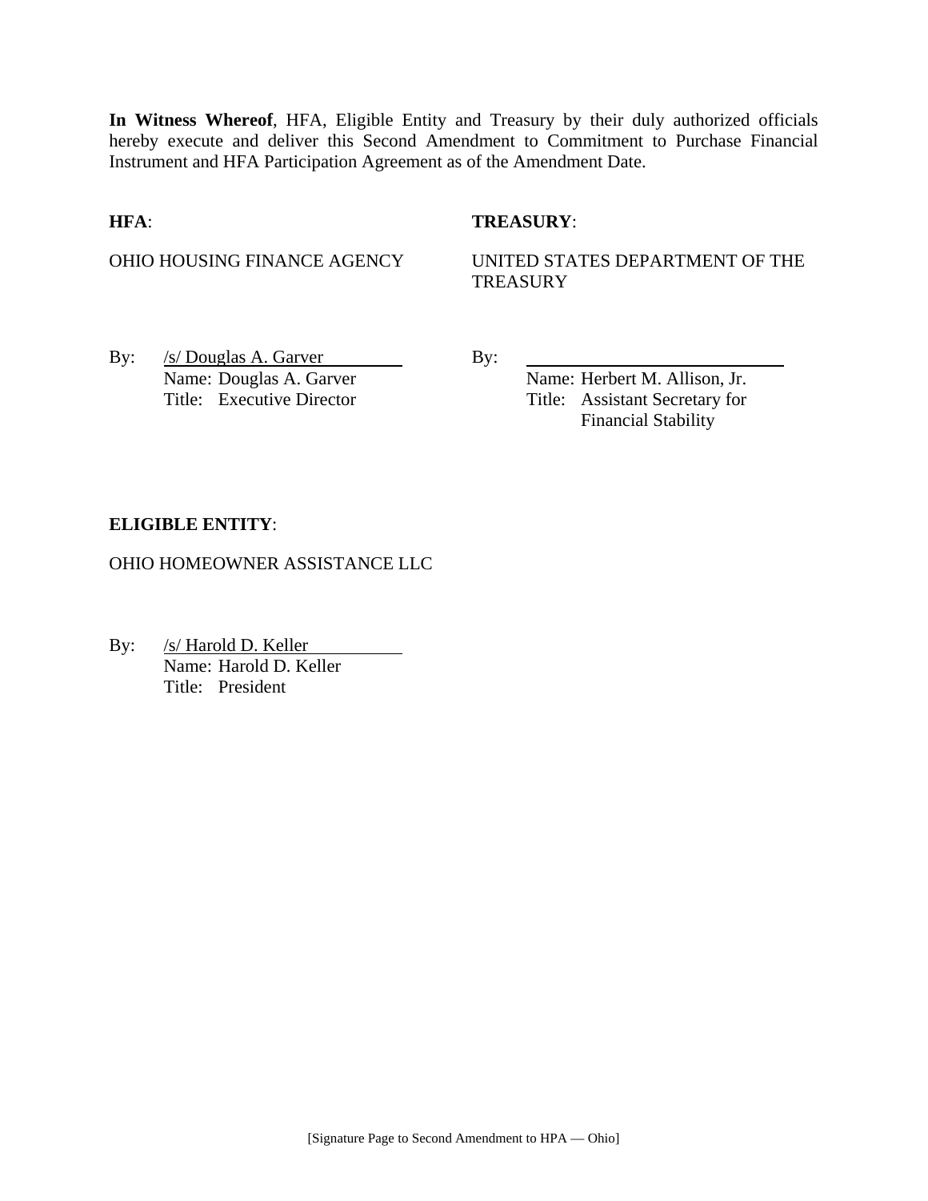**In Witness Whereof**, HFA, Eligible Entity and Treasury by their duly authorized officials hereby execute and deliver this Second Amendment to Commitment to Purchase Financial Instrument and HFA Participation Agreement as of the Amendment Date.

**HFA**:

OHIO HOUSING FINANCE AGENCY

By: /s/ Douglas A. Garver
Name: Douglas A. Garver
Title: Executive Director

**TREASURY**:

UNITED STATES DEPARTMENT OF THE TREASURY

By: ______________________________
Name: Herbert M. Allison, Jr.
Title: Assistant Secretary for Financial Stability

**ELIGIBLE ENTITY**:

OHIO HOMEOWNER ASSISTANCE LLC

By: /s/ Harold D. Keller
Name: Harold D. Keller
Title: President

[Signature Page to Second Amendment to HPA — Ohio]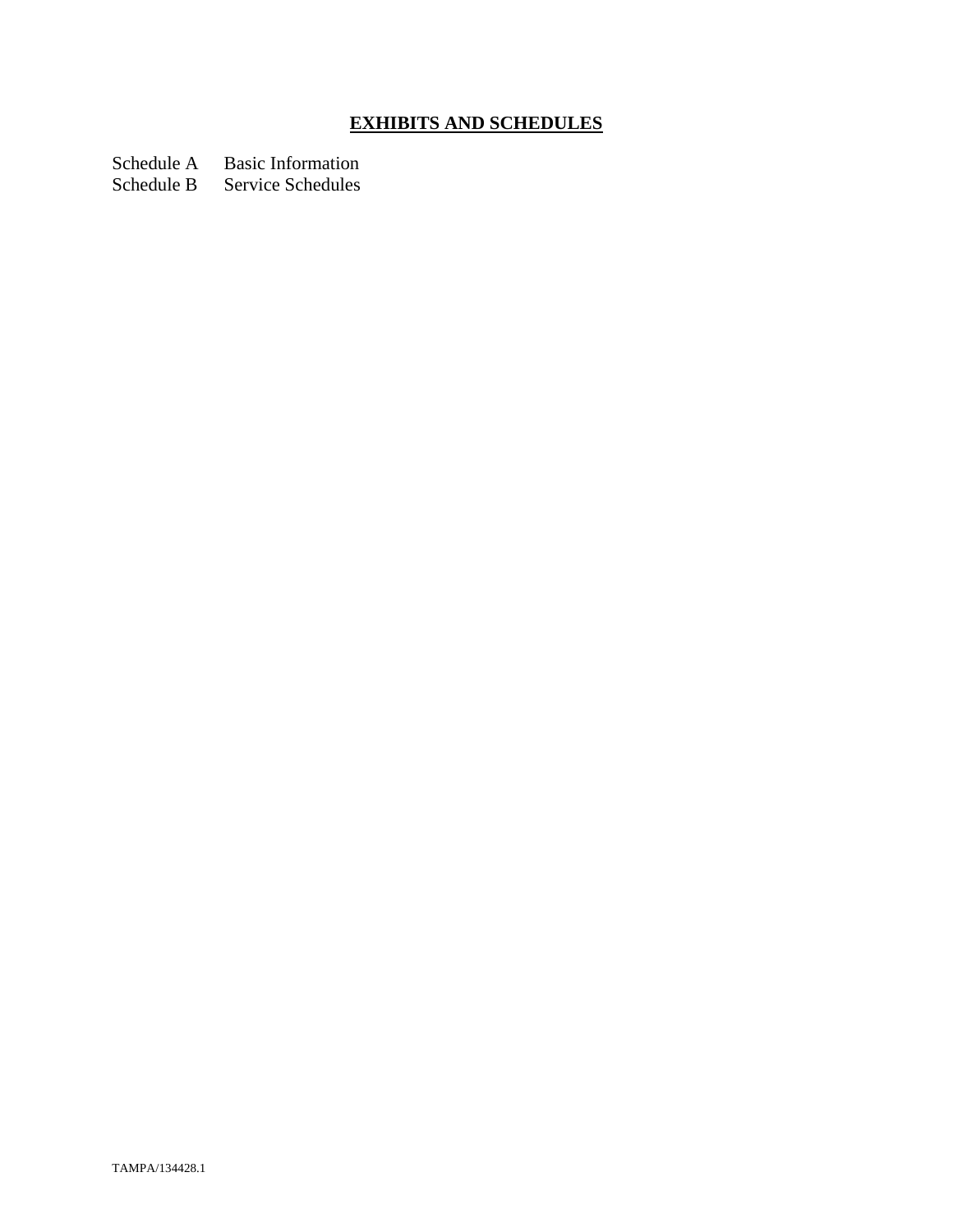# EXHIBITS AND SCHEDULES

Schedule A Basic Information
Schedule B Service Schedules

TAMPA/134428.1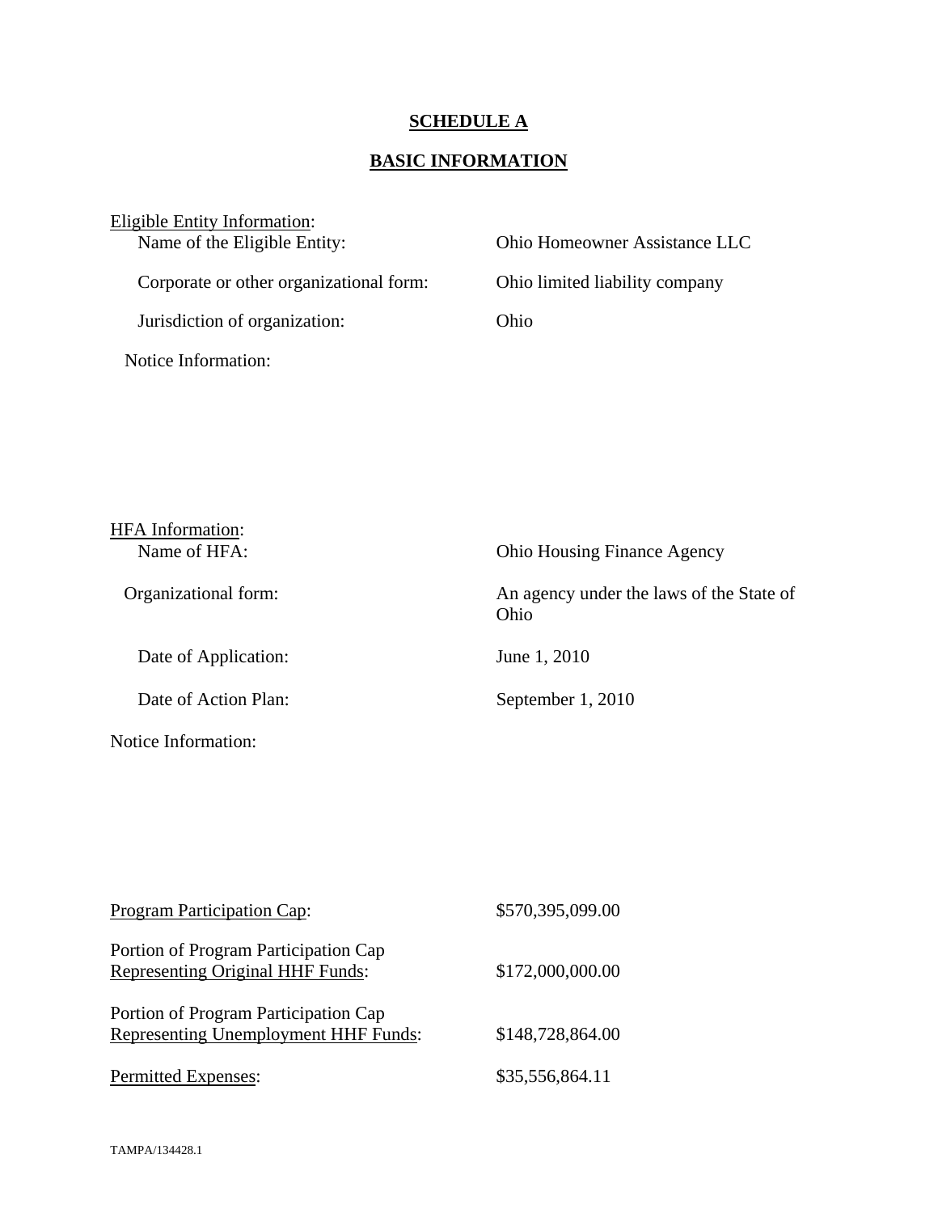# SCHEDULE A

## BASIC INFORMATION

Eligible Entity Information:

| | |
|---|---|
| Name of the Eligible Entity: | Ohio Homeowner Assistance LLC |
| Corporate or other organizational form: | Ohio limited liability company |
| Jurisdiction of organization: | Ohio |
| Notice Information: | |

HFA Information:

| | |
|---|---|
| Name of HFA: | Ohio Housing Finance Agency |
| Organizational form: | An agency under the laws of the State of Ohio |
| Date of Application: | June 1, 2010 |
| Date of Action Plan: | September 1, 2010 |
| Notice Information: | |

| | |
|---|---|
| Program Participation Cap: | \$570,395,099.00 |
| Portion of Program Participation Cap Representing Original HHF Funds: | \$172,000,000.00 |
| Portion of Program Participation Cap Representing Unemployment HHF Funds: | \$148,728,864.00 |
| Permitted Expenses: | \$35,556,864.11 |

TAMPA/134428.1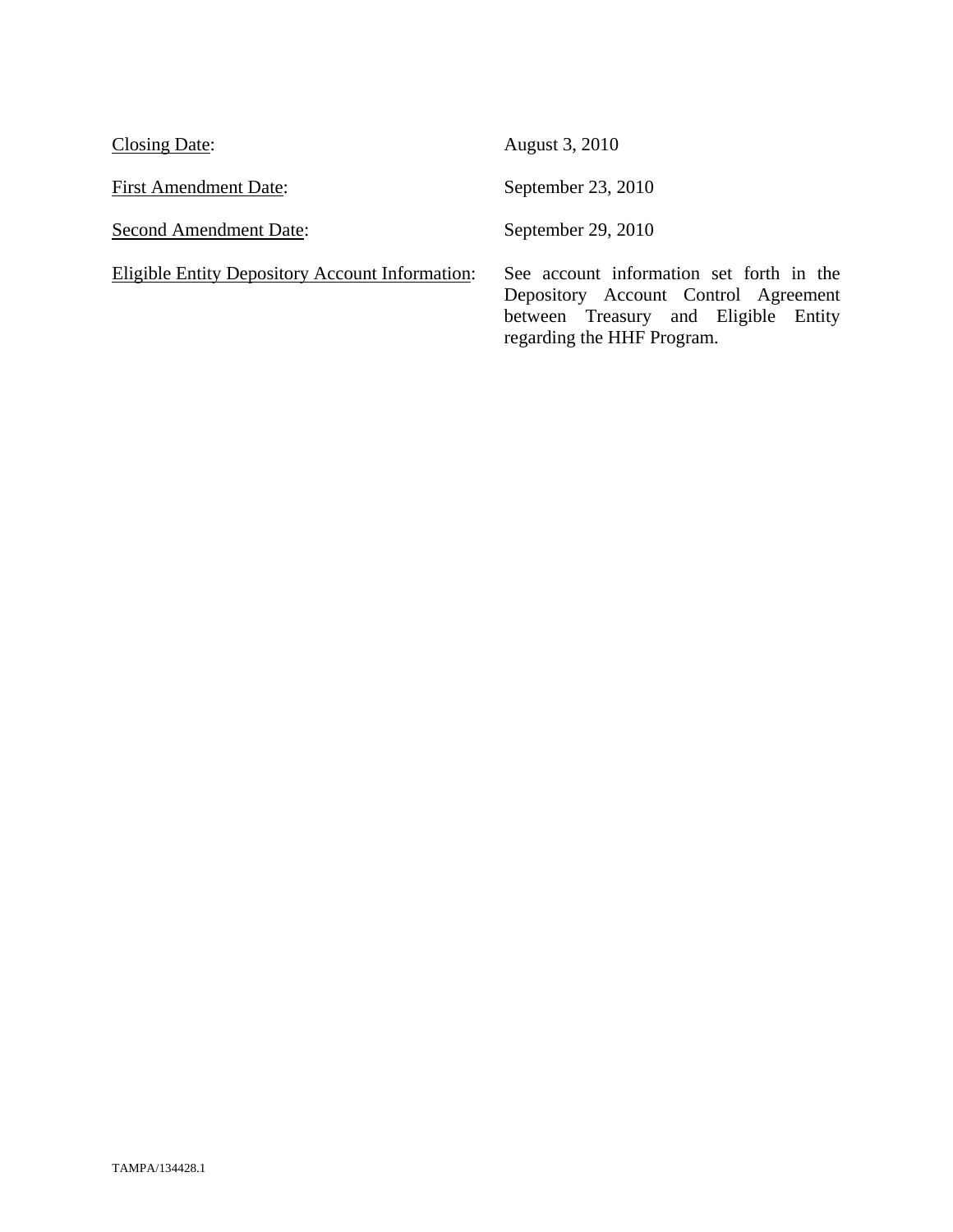| | |
|---|---|
| <u>Closing Date</u>: | August 3, 2010 |
| <u>First Amendment Date</u>: | September 23, 2010 |
| <u>Second Amendment Date</u>: | September 29, 2010 |
| <u>Eligible Entity Depository Account Information</u>: | See account information set forth in the Depository Account Control Agreement between Treasury and Eligible Entity regarding the HHF Program. |

TAMPA/134428.1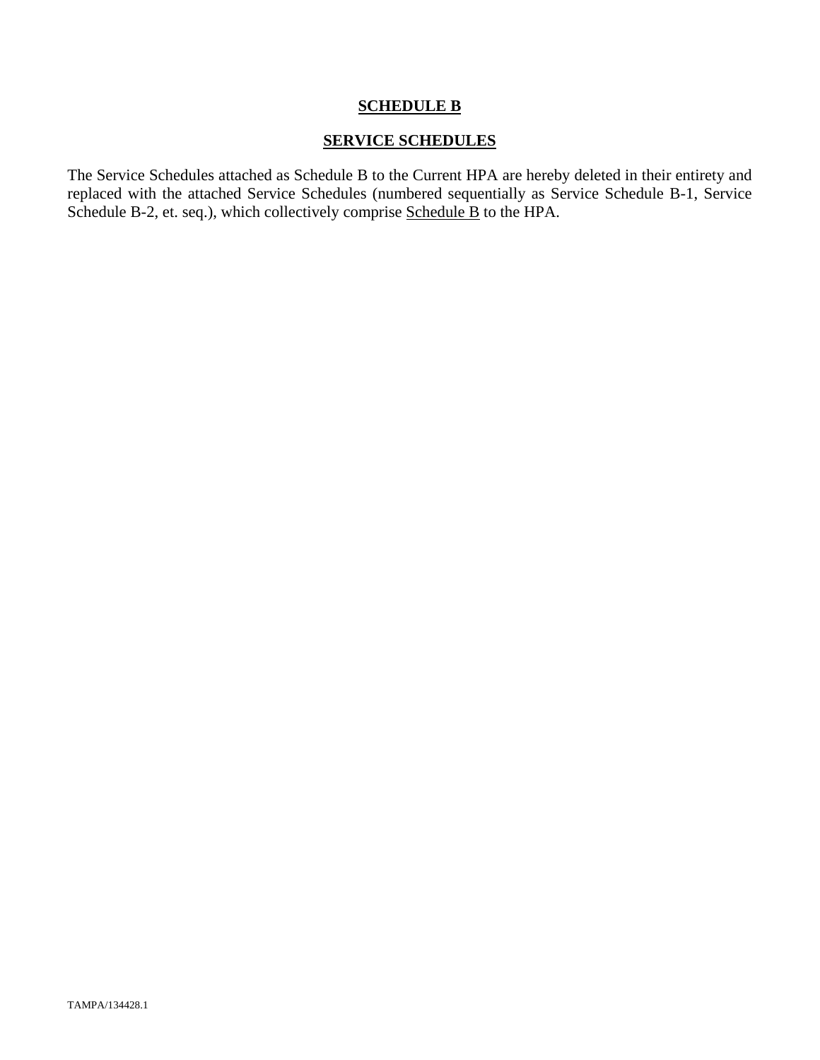# **SCHEDULE B**

## **SERVICE SCHEDULES**

The Service Schedules attached as Schedule B to the Current HPA are hereby deleted in their entirety and replaced with the attached Service Schedules (numbered sequentially as Service Schedule B-1, Service Schedule B-2, et. seq.), which collectively comprise Schedule B to the HPA.

TAMPA/134428.1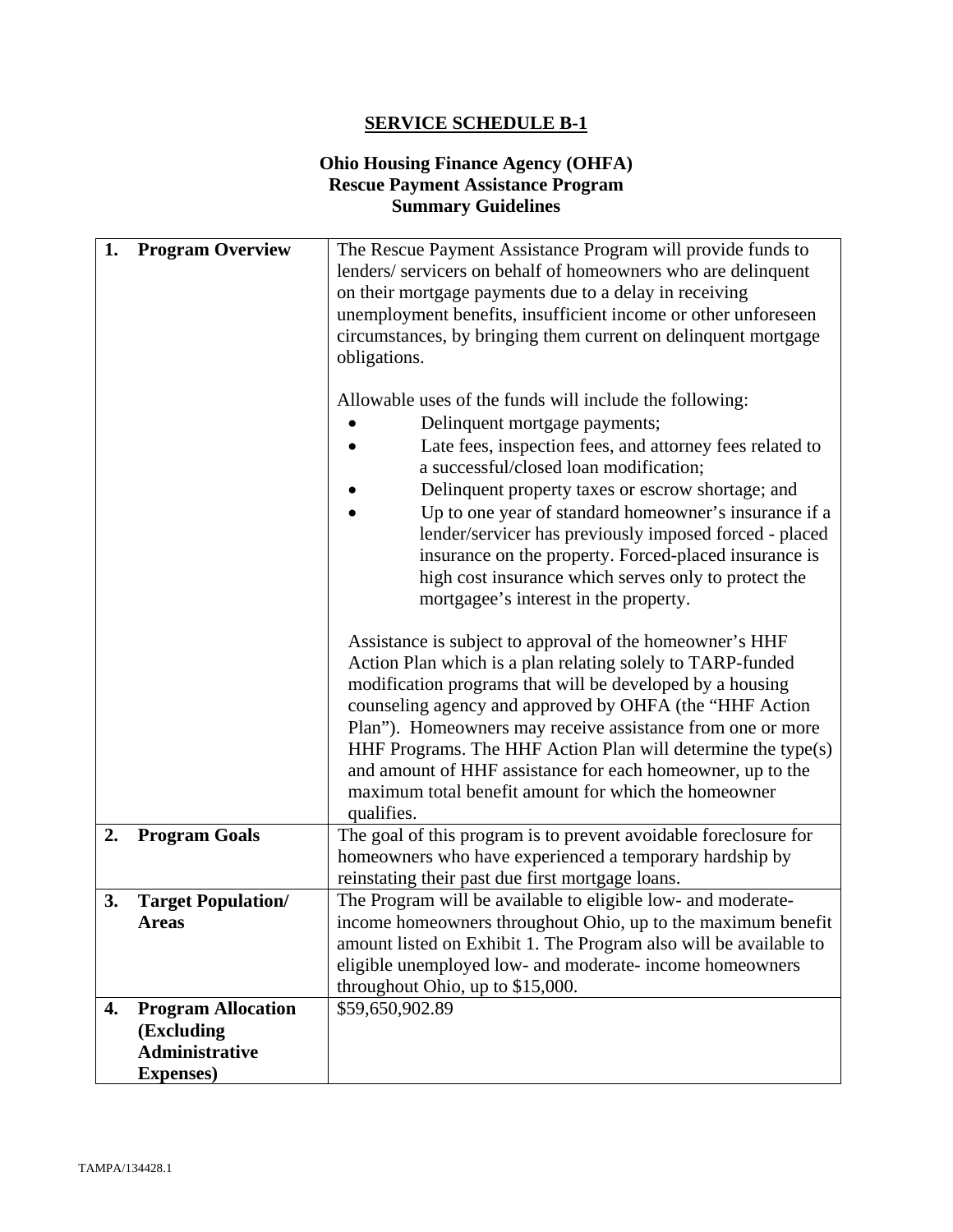## SERVICE SCHEDULE B-1

### Ohio Housing Finance Agency (OHFA) Rescue Payment Assistance Program Summary Guidelines

| | |
|---|---|
| **1. Program Overview** | The Rescue Payment Assistance Program will provide funds to lenders/ servicers on behalf of homeowners who are delinquent on their mortgage payments due to a delay in receiving unemployment benefits, insufficient income or other unforeseen circumstances, by bringing them current on delinquent mortgage obligations.<br><br>Allowable uses of the funds will include the following:<br>• Delinquent mortgage payments;<br>• Late fees, inspection fees, and attorney fees related to a successful/closed loan modification;<br>• Delinquent property taxes or escrow shortage; and<br>• Up to one year of standard homeowner's insurance if a lender/servicer has previously imposed forced - placed insurance on the property. Forced-placed insurance is high cost insurance which serves only to protect the mortgagee's interest in the property.<br><br>Assistance is subject to approval of the homeowner's HHF Action Plan which is a plan relating solely to TARP-funded modification programs that will be developed by a housing counseling agency and approved by OHFA (the "HHF Action Plan"). Homeowners may receive assistance from one or more HHF Programs. The HHF Action Plan will determine the type(s) and amount of HHF assistance for each homeowner, up to the maximum total benefit amount for which the homeowner qualifies. |
| **2. Program Goals** | The goal of this program is to prevent avoidable foreclosure for homeowners who have experienced a temporary hardship by reinstating their past due first mortgage loans. |
| **3. Target Population/ Areas** | The Program will be available to eligible low- and moderate-income homeowners throughout Ohio, up to the maximum benefit amount listed on Exhibit 1. The Program also will be available to eligible unemployed low- and moderate- income homeowners throughout Ohio, up to $15,000. |
| **4. Program Allocation (Excluding Administrative Expenses)** | $59,650,902.89 |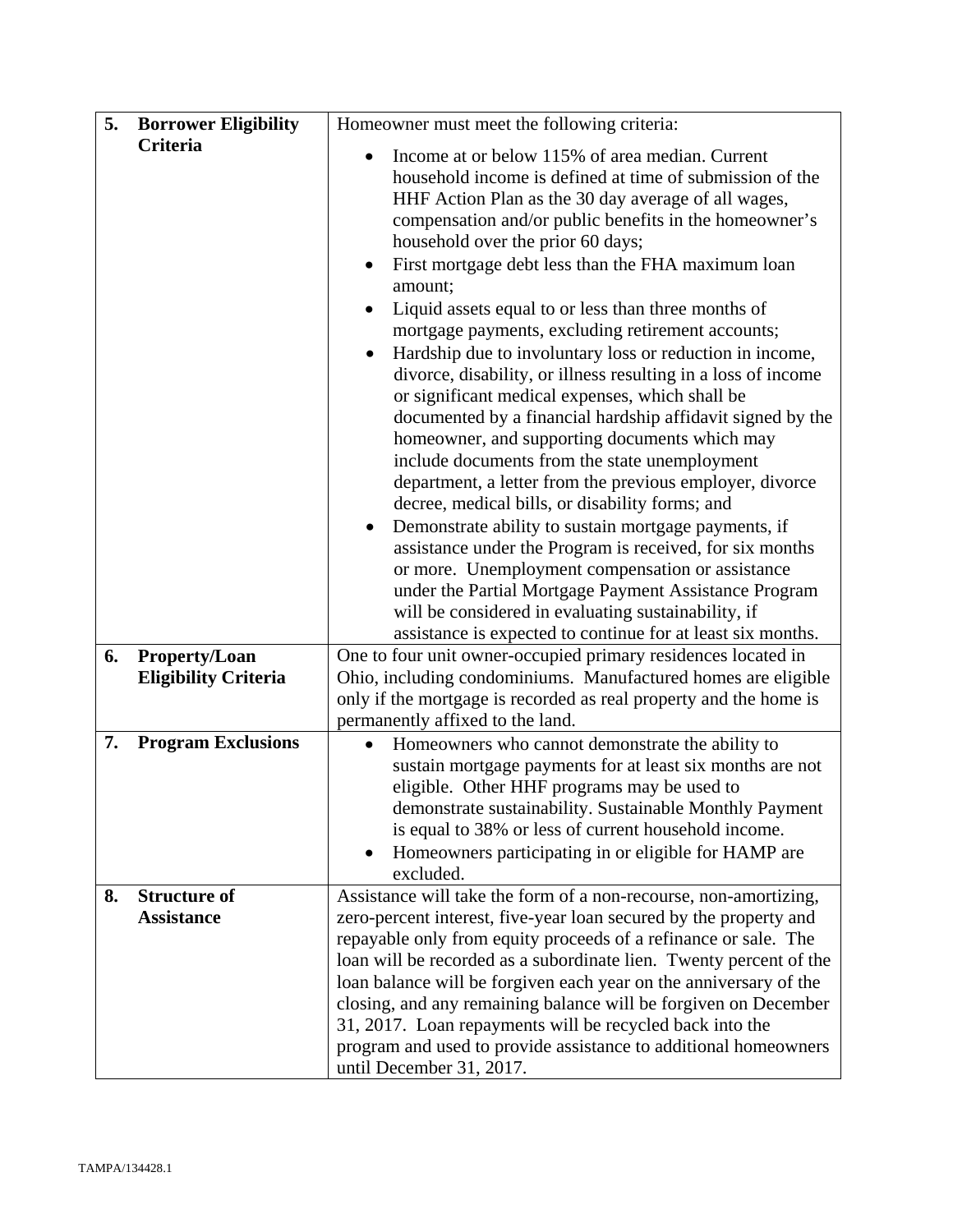| | | |
|---|---|---|
| **5.** | **Borrower Eligibility Criteria** | Homeowner must meet the following criteria:<br>• Income at or below 115% of area median. Current household income is defined at time of submission of the HHF Action Plan as the 30 day average of all wages, compensation and/or public benefits in the homeowner's household over the prior 60 days;<br>• First mortgage debt less than the FHA maximum loan amount;<br>• Liquid assets equal to or less than three months of mortgage payments, excluding retirement accounts;<br>• Hardship due to involuntary loss or reduction in income, divorce, disability, or illness resulting in a loss of income or significant medical expenses, which shall be documented by a financial hardship affidavit signed by the homeowner, and supporting documents which may include documents from the state unemployment department, a letter from the previous employer, divorce decree, medical bills, or disability forms; and<br>• Demonstrate ability to sustain mortgage payments, if assistance under the Program is received, for six months or more. Unemployment compensation or assistance under the Partial Mortgage Payment Assistance Program will be considered in evaluating sustainability, if assistance is expected to continue for at least six months. |
| **6.** | **Property/Loan Eligibility Criteria** | One to four unit owner-occupied primary residences located in Ohio, including condominiums. Manufactured homes are eligible only if the mortgage is recorded as real property and the home is permanently affixed to the land. |
| **7.** | **Program Exclusions** | • Homeowners who cannot demonstrate the ability to sustain mortgage payments for at least six months are not eligible. Other HHF programs may be used to demonstrate sustainability. Sustainable Monthly Payment is equal to 38% or less of current household income.<br>• Homeowners participating in or eligible for HAMP are excluded. |
| **8.** | **Structure of Assistance** | Assistance will take the form of a non-recourse, non-amortizing, zero-percent interest, five-year loan secured by the property and repayable only from equity proceeds of a refinance or sale. The loan will be recorded as a subordinate lien. Twenty percent of the loan balance will be forgiven each year on the anniversary of the closing, and any remaining balance will be forgiven on December 31, 2017. Loan repayments will be recycled back into the program and used to provide assistance to additional homeowners until December 31, 2017. |

TAMPA/134428.1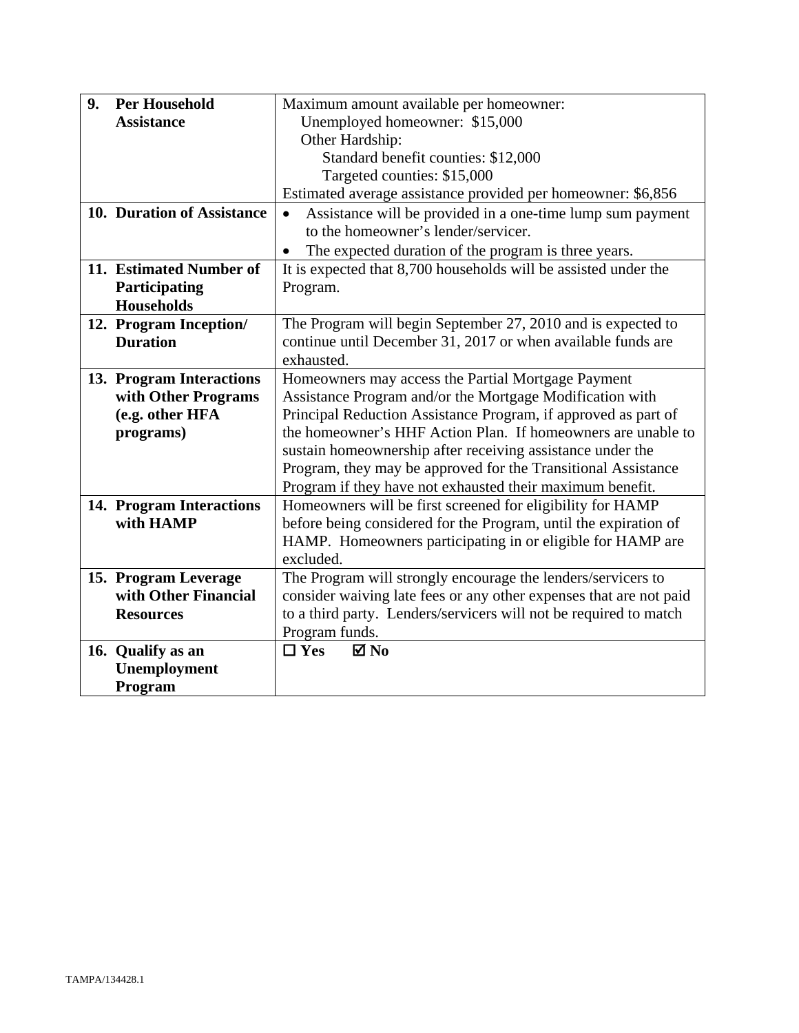| | |
|---|---|
| **9. Per Household Assistance** | Maximum amount available per homeowner:<br>Unemployed homeowner: $15,000<br>Other Hardship:<br>Standard benefit counties: $12,000<br>Targeted counties: $15,000<br>Estimated average assistance provided per homeowner: $6,856 |
| **10. Duration of Assistance** | • Assistance will be provided in a one-time lump sum payment to the homeowner's lender/servicer.<br>• The expected duration of the program is three years. |
| **11. Estimated Number of Participating Households** | It is expected that 8,700 households will be assisted under the Program. |
| **12. Program Inception/ Duration** | The Program will begin September 27, 2010 and is expected to continue until December 31, 2017 or when available funds are exhausted. |
| **13. Program Interactions with Other Programs (e.g. other HFA programs)** | Homeowners may access the Partial Mortgage Payment Assistance Program and/or the Mortgage Modification with Principal Reduction Assistance Program, if approved as part of the homeowner's HHF Action Plan. If homeowners are unable to sustain homeownership after receiving assistance under the Program, they may be approved for the Transitional Assistance Program if they have not exhausted their maximum benefit. |
| **14. Program Interactions with HAMP** | Homeowners will be first screened for eligibility for HAMP before being considered for the Program, until the expiration of HAMP. Homeowners participating in or eligible for HAMP are excluded. |
| **15. Program Leverage with Other Financial Resources** | The Program will strongly encourage the lenders/servicers to consider waiving late fees or any other expenses that are not paid to a third party. Lenders/servicers will not be required to match Program funds. |
| **16. Qualify as an Unemployment Program** | ☐ **Yes** ☑ **No** |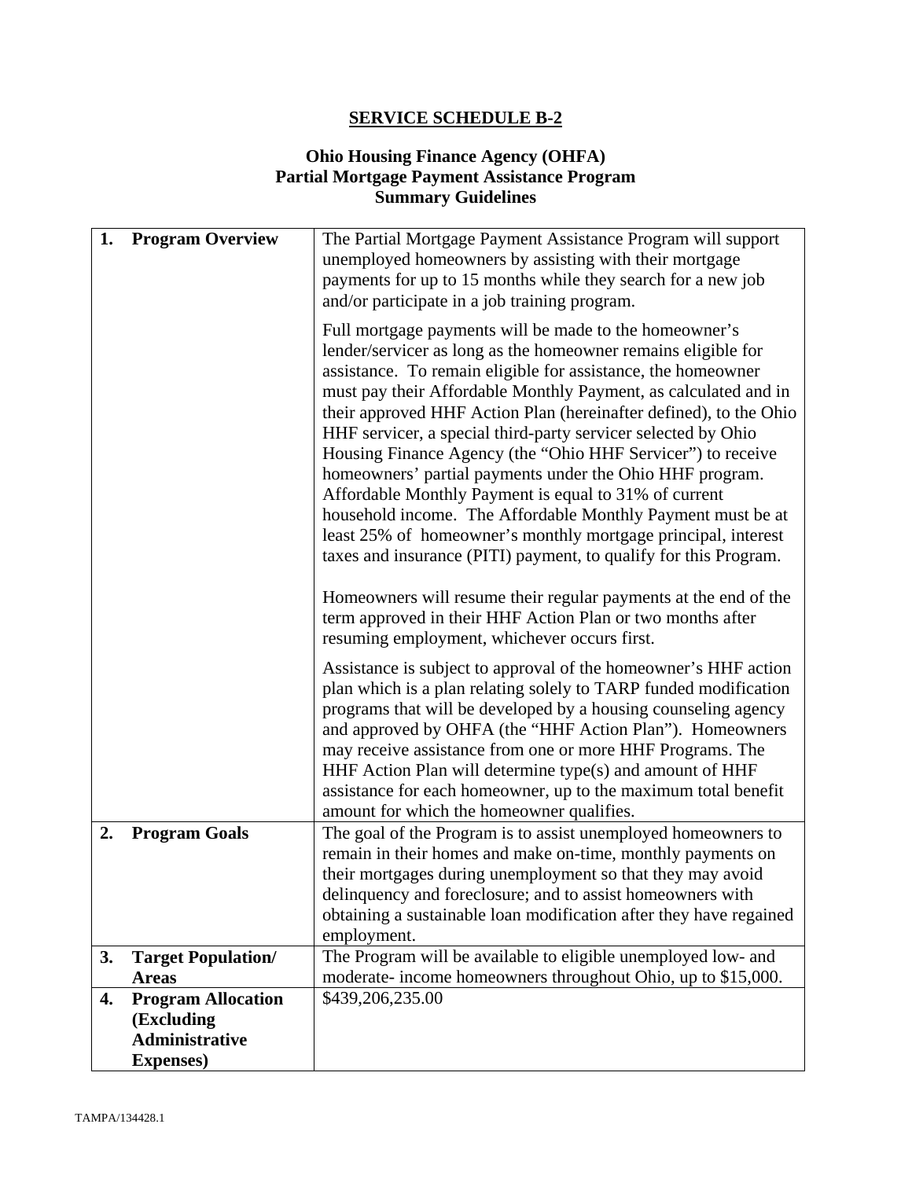## SERVICE SCHEDULE B-2

### Ohio Housing Finance Agency (OHFA) Partial Mortgage Payment Assistance Program Summary Guidelines

| | |
|---|---|
| **1. Program Overview** | The Partial Mortgage Payment Assistance Program will support unemployed homeowners by assisting with their mortgage payments for up to 15 months while they search for a new job and/or participate in a job training program.<br><br>Full mortgage payments will be made to the homeowner's lender/servicer as long as the homeowner remains eligible for assistance. To remain eligible for assistance, the homeowner must pay their Affordable Monthly Payment, as calculated and in their approved HHF Action Plan (hereinafter defined), to the Ohio HHF servicer, a special third-party servicer selected by Ohio Housing Finance Agency (the "Ohio HHF Servicer") to receive homeowners' partial payments under the Ohio HHF program. Affordable Monthly Payment is equal to 31% of current household income. The Affordable Monthly Payment must be at least 25% of homeowner's monthly mortgage principal, interest taxes and insurance (PITI) payment, to qualify for this Program.<br><br>Homeowners will resume their regular payments at the end of the term approved in their HHF Action Plan or two months after resuming employment, whichever occurs first.<br><br>Assistance is subject to approval of the homeowner's HHF action plan which is a plan relating solely to TARP funded modification programs that will be developed by a housing counseling agency and approved by OHFA (the "HHF Action Plan"). Homeowners may receive assistance from one or more HHF Programs. The HHF Action Plan will determine type(s) and amount of HHF assistance for each homeowner, up to the maximum total benefit amount for which the homeowner qualifies. |
| **2. Program Goals** | The goal of the Program is to assist unemployed homeowners to remain in their homes and make on-time, monthly payments on their mortgages during unemployment so that they may avoid delinquency and foreclosure; and to assist homeowners with obtaining a sustainable loan modification after they have regained employment. |
| **3. Target Population/ Areas** | The Program will be available to eligible unemployed low- and moderate- income homeowners throughout Ohio, up to $15,000. |
| **4. Program Allocation (Excluding Administrative Expenses)** | $439,206,235.00 |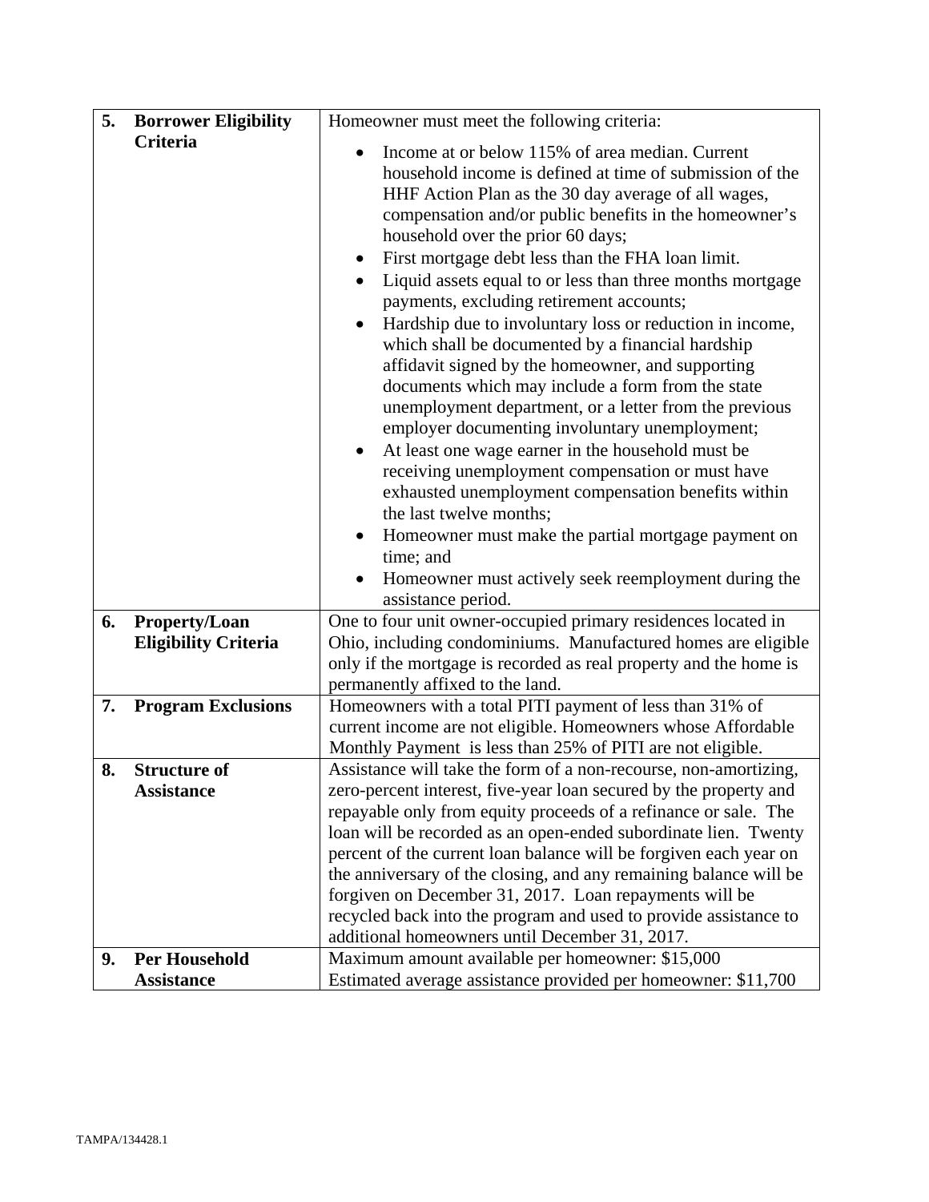| | | |
|---|---|---|
| 5. | **Borrower Eligibility Criteria** | Homeowner must meet the following criteria:<br>• Income at or below 115% of area median. Current household income is defined at time of submission of the HHF Action Plan as the 30 day average of all wages, compensation and/or public benefits in the homeowner's household over the prior 60 days;<br>• First mortgage debt less than the FHA loan limit.<br>• Liquid assets equal to or less than three months mortgage payments, excluding retirement accounts;<br>• Hardship due to involuntary loss or reduction in income, which shall be documented by a financial hardship affidavit signed by the homeowner, and supporting documents which may include a form from the state unemployment department, or a letter from the previous employer documenting involuntary unemployment;<br>• At least one wage earner in the household must be receiving unemployment compensation or must have exhausted unemployment compensation benefits within the last twelve months;<br>• Homeowner must make the partial mortgage payment on time; and<br>• Homeowner must actively seek reemployment during the assistance period. |
| 6. | **Property/Loan Eligibility Criteria** | One to four unit owner-occupied primary residences located in Ohio, including condominiums. Manufactured homes are eligible only if the mortgage is recorded as real property and the home is permanently affixed to the land. |
| 7. | **Program Exclusions** | Homeowners with a total PITI payment of less than 31% of current income are not eligible. Homeowners whose Affordable Monthly Payment is less than 25% of PITI are not eligible. |
| 8. | **Structure of Assistance** | Assistance will take the form of a non-recourse, non-amortizing, zero-percent interest, five-year loan secured by the property and repayable only from equity proceeds of a refinance or sale. The loan will be recorded as an open-ended subordinate lien. Twenty percent of the current loan balance will be forgiven each year on the anniversary of the closing, and any remaining balance will be forgiven on December 31, 2017. Loan repayments will be recycled back into the program and used to provide assistance to additional homeowners until December 31, 2017. |
| 9. | **Per Household Assistance** | Maximum amount available per homeowner: $15,000<br>Estimated average assistance provided per homeowner: $11,700 |

TAMPA/134428.1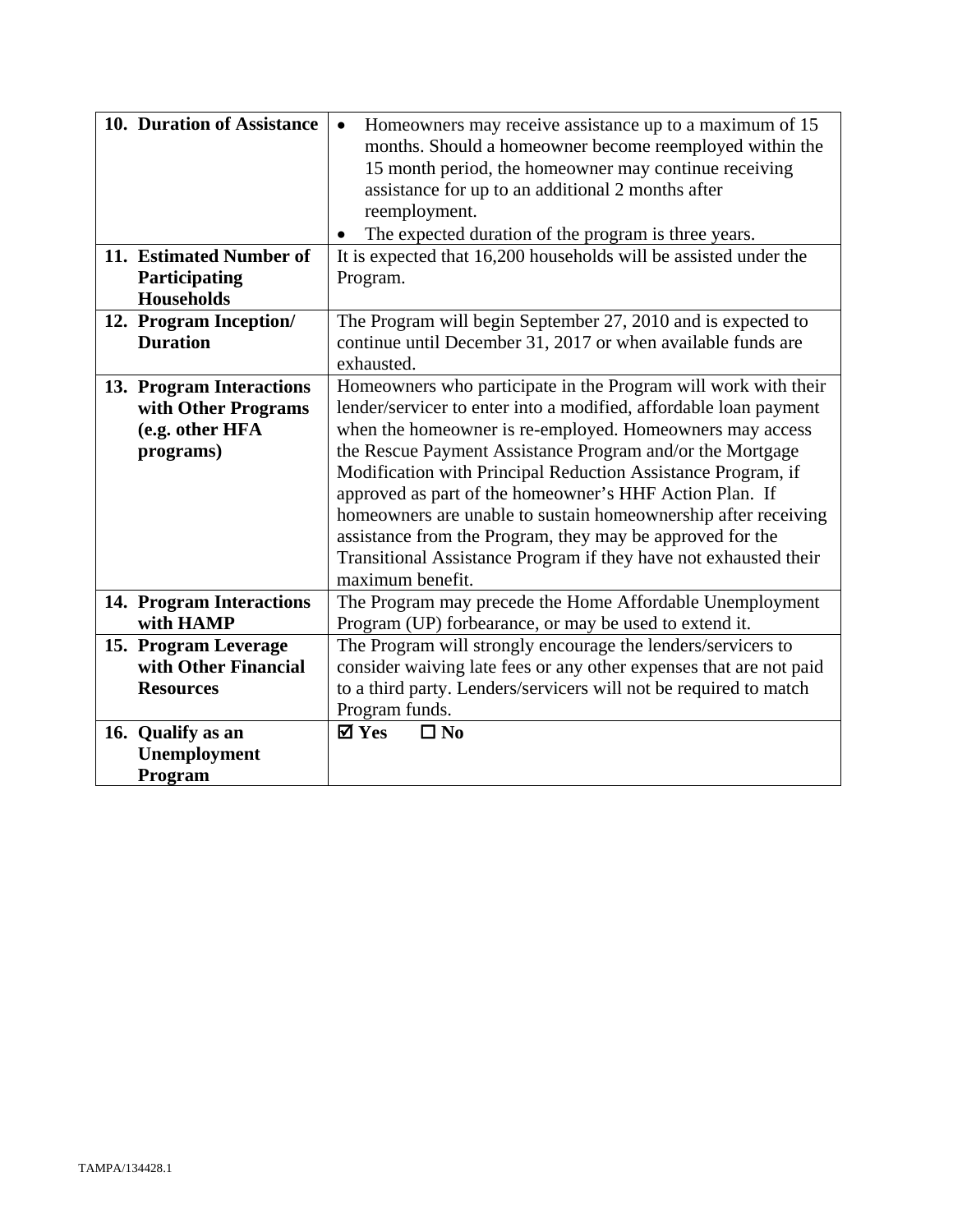| | |
|---|---|
| **10. Duration of Assistance** | • Homeowners may receive assistance up to a maximum of 15 months. Should a homeowner become reemployed within the 15 month period, the homeowner may continue receiving assistance for up to an additional 2 months after reemployment.<br>• The expected duration of the program is three years. |
| **11. Estimated Number of Participating Households** | It is expected that 16,200 households will be assisted under the Program. |
| **12. Program Inception/ Duration** | The Program will begin September 27, 2010 and is expected to continue until December 31, 2017 or when available funds are exhausted. |
| **13. Program Interactions with Other Programs (e.g. other HFA programs)** | Homeowners who participate in the Program will work with their lender/servicer to enter into a modified, affordable loan payment when the homeowner is re-employed. Homeowners may access the Rescue Payment Assistance Program and/or the Mortgage Modification with Principal Reduction Assistance Program, if approved as part of the homeowner's HHF Action Plan. If homeowners are unable to sustain homeownership after receiving assistance from the Program, they may be approved for the Transitional Assistance Program if they have not exhausted their maximum benefit. |
| **14. Program Interactions with HAMP** | The Program may precede the Home Affordable Unemployment Program (UP) forbearance, or may be used to extend it. |
| **15. Program Leverage with Other Financial Resources** | The Program will strongly encourage the lenders/servicers to consider waiving late fees or any other expenses that are not paid to a third party. Lenders/servicers will not be required to match Program funds. |
| **16. Qualify as an Unemployment Program** | ☑ **Yes** ☐ **No** |

TAMPA/134428.1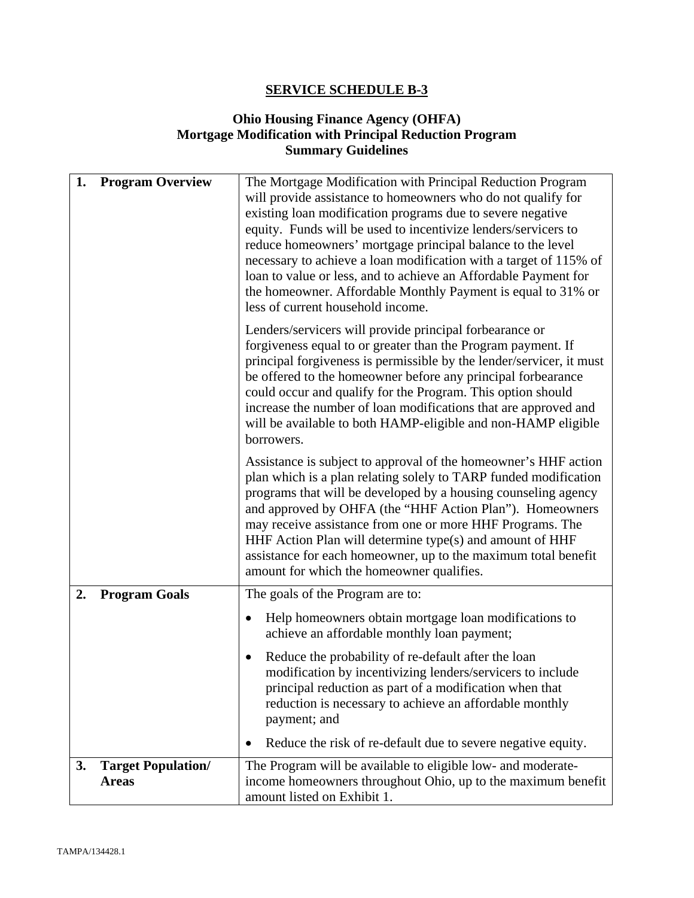# SERVICE SCHEDULE B-3

## Ohio Housing Finance Agency (OHFA) Mortgage Modification with Principal Reduction Program Summary Guidelines

| | |
|---|---|
| **1. Program Overview** | The Mortgage Modification with Principal Reduction Program will provide assistance to homeowners who do not qualify for existing loan modification programs due to severe negative equity. Funds will be used to incentivize lenders/servicers to reduce homeowners' mortgage principal balance to the level necessary to achieve a loan modification with a target of 115% of loan to value or less, and to achieve an Affordable Payment for the homeowner. Affordable Monthly Payment is equal to 31% or less of current household income.<br><br>Lenders/servicers will provide principal forbearance or forgiveness equal to or greater than the Program payment. If principal forgiveness is permissible by the lender/servicer, it must be offered to the homeowner before any principal forbearance could occur and qualify for the Program. This option should increase the number of loan modifications that are approved and will be available to both HAMP-eligible and non-HAMP eligible borrowers.<br><br>Assistance is subject to approval of the homeowner's HHF action plan which is a plan relating solely to TARP funded modification programs that will be developed by a housing counseling agency and approved by OHFA (the "HHF Action Plan"). Homeowners may receive assistance from one or more HHF Programs. The HHF Action Plan will determine type(s) and amount of HHF assistance for each homeowner, up to the maximum total benefit amount for which the homeowner qualifies. |
| **2. Program Goals** | The goals of the Program are to:<br><br>• Help homeowners obtain mortgage loan modifications to achieve an affordable monthly loan payment;<br><br>• Reduce the probability of re-default after the loan modification by incentivizing lenders/servicers to include principal reduction as part of a modification when that reduction is necessary to achieve an affordable monthly payment; and<br><br>• Reduce the risk of re-default due to severe negative equity. |
| **3. Target Population/ Areas** | The Program will be available to eligible low- and moderate-income homeowners throughout Ohio, up to the maximum benefit amount listed on Exhibit 1. |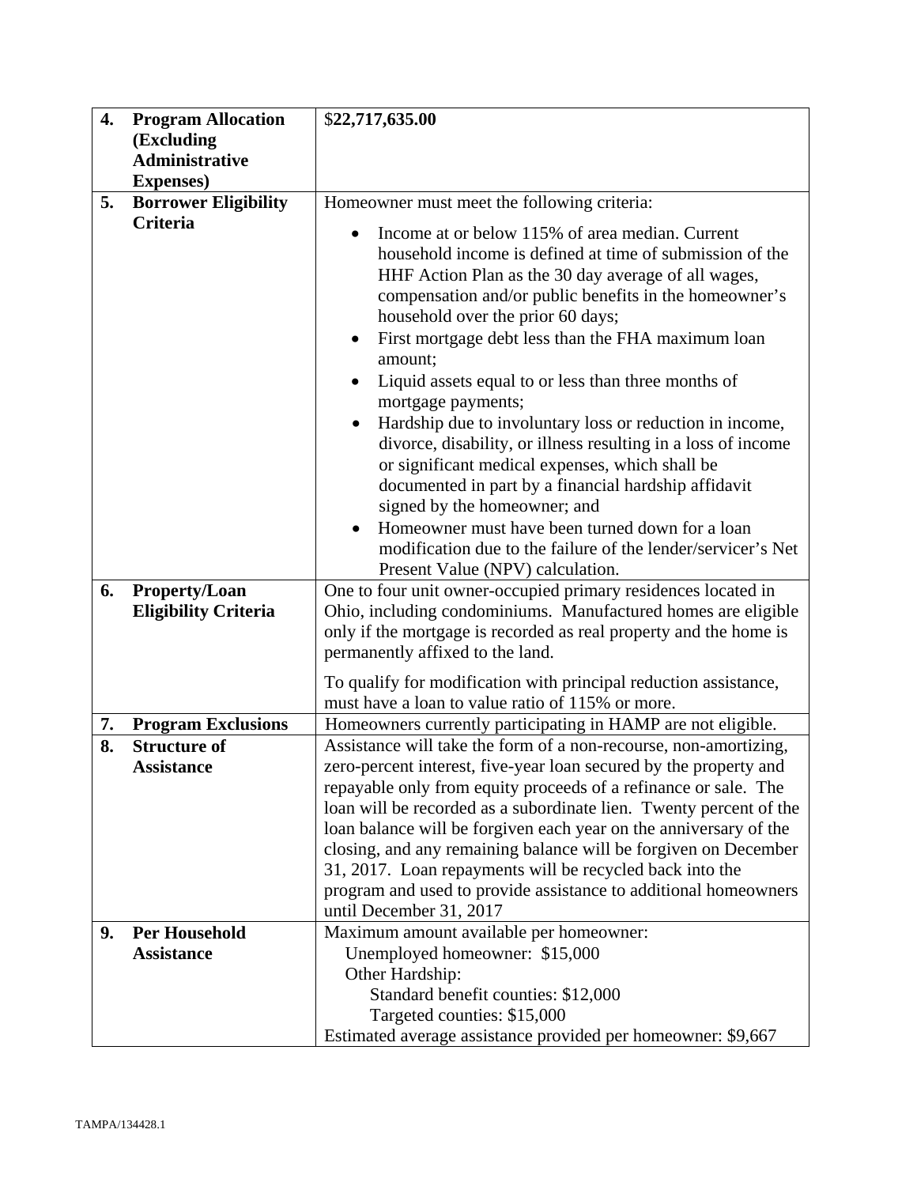| | | |
|---|---|---|
| **4.** | **Program Allocation (Excluding Administrative Expenses)** | $**22,717,635.00** |
| **5.** | **Borrower Eligibility Criteria** | Homeowner must meet the following criteria:<br>• Income at or below 115% of area median. Current household income is defined at time of submission of the HHF Action Plan as the 30 day average of all wages, compensation and/or public benefits in the homeowner's household over the prior 60 days;<br>• First mortgage debt less than the FHA maximum loan amount;<br>• Liquid assets equal to or less than three months of mortgage payments;<br>• Hardship due to involuntary loss or reduction in income, divorce, disability, or illness resulting in a loss of income or significant medical expenses, which shall be documented in part by a financial hardship affidavit signed by the homeowner; and<br>• Homeowner must have been turned down for a loan modification due to the failure of the lender/servicer's Net Present Value (NPV) calculation. |
| **6.** | **Property/Loan Eligibility Criteria** | One to four unit owner-occupied primary residences located in Ohio, including condominiums. Manufactured homes are eligible only if the mortgage is recorded as real property and the home is permanently affixed to the land.<br><br>To qualify for modification with principal reduction assistance, must have a loan to value ratio of 115% or more. |
| **7.** | **Program Exclusions** | Homeowners currently participating in HAMP are not eligible. |
| **8.** | **Structure of Assistance** | Assistance will take the form of a non-recourse, non-amortizing, zero-percent interest, five-year loan secured by the property and repayable only from equity proceeds of a refinance or sale. The loan will be recorded as a subordinate lien. Twenty percent of the loan balance will be forgiven each year on the anniversary of the closing, and any remaining balance will be forgiven on December 31, 2017. Loan repayments will be recycled back into the program and used to provide assistance to additional homeowners until December 31, 2017 |
| **9.** | **Per Household Assistance** | Maximum amount available per homeowner:<br>Unemployed homeowner: $15,000<br>Other Hardship:<br>Standard benefit counties: $12,000<br>Targeted counties: $15,000<br>Estimated average assistance provided per homeowner: $9,667 |

TAMPA/134428.1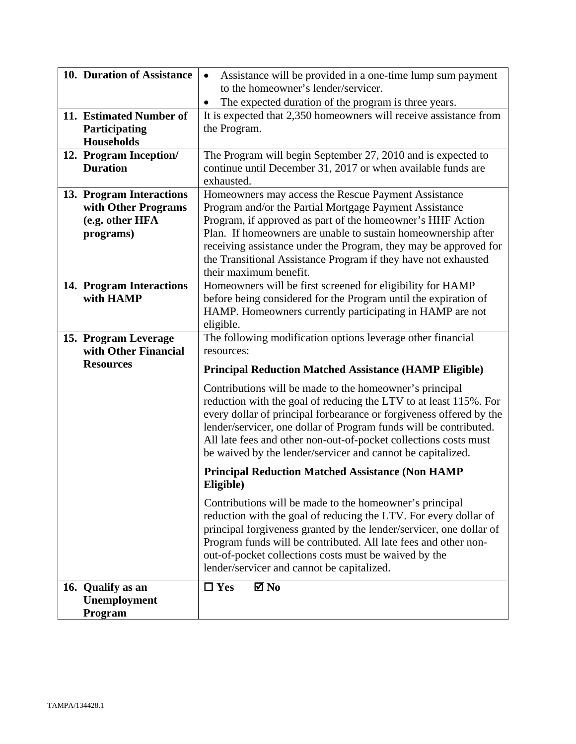| | |
|---|---|
| **10. Duration of Assistance** | • Assistance will be provided in a one-time lump sum payment to the homeowner's lender/servicer.<br>• The expected duration of the program is three years. |
| **11. Estimated Number of Participating Households** | It is expected that 2,350 homeowners will receive assistance from the Program. |
| **12. Program Inception/ Duration** | The Program will begin September 27, 2010 and is expected to continue until December 31, 2017 or when available funds are exhausted. |
| **13. Program Interactions with Other Programs (e.g. other HFA programs)** | Homeowners may access the Rescue Payment Assistance Program and/or the Partial Mortgage Payment Assistance Program, if approved as part of the homeowner's HHF Action Plan. If homeowners are unable to sustain homeownership after receiving assistance under the Program, they may be approved for the Transitional Assistance Program if they have not exhausted their maximum benefit. |
| **14. Program Interactions with HAMP** | Homeowners will be first screened for eligibility for HAMP before being considered for the Program until the expiration of HAMP. Homeowners currently participating in HAMP are not eligible. |
| **15. Program Leverage with Other Financial Resources** | The following modification options leverage other financial resources:<br><br>**Principal Reduction Matched Assistance (HAMP Eligible)**<br><br>Contributions will be made to the homeowner's principal reduction with the goal of reducing the LTV to at least 115%. For every dollar of principal forbearance or forgiveness offered by the lender/servicer, one dollar of Program funds will be contributed. All late fees and other non-out-of-pocket collections costs must be waived by the lender/servicer and cannot be capitalized.<br><br>**Principal Reduction Matched Assistance (Non HAMP Eligible)**<br><br>Contributions will be made to the homeowner's principal reduction with the goal of reducing the LTV. For every dollar of principal forgiveness granted by the lender/servicer, one dollar of Program funds will be contributed. All late fees and other non-out-of-pocket collections costs must be waived by the lender/servicer and cannot be capitalized. |
| **16. Qualify as an Unemployment Program** | ☐ **Yes** ☑ **No** |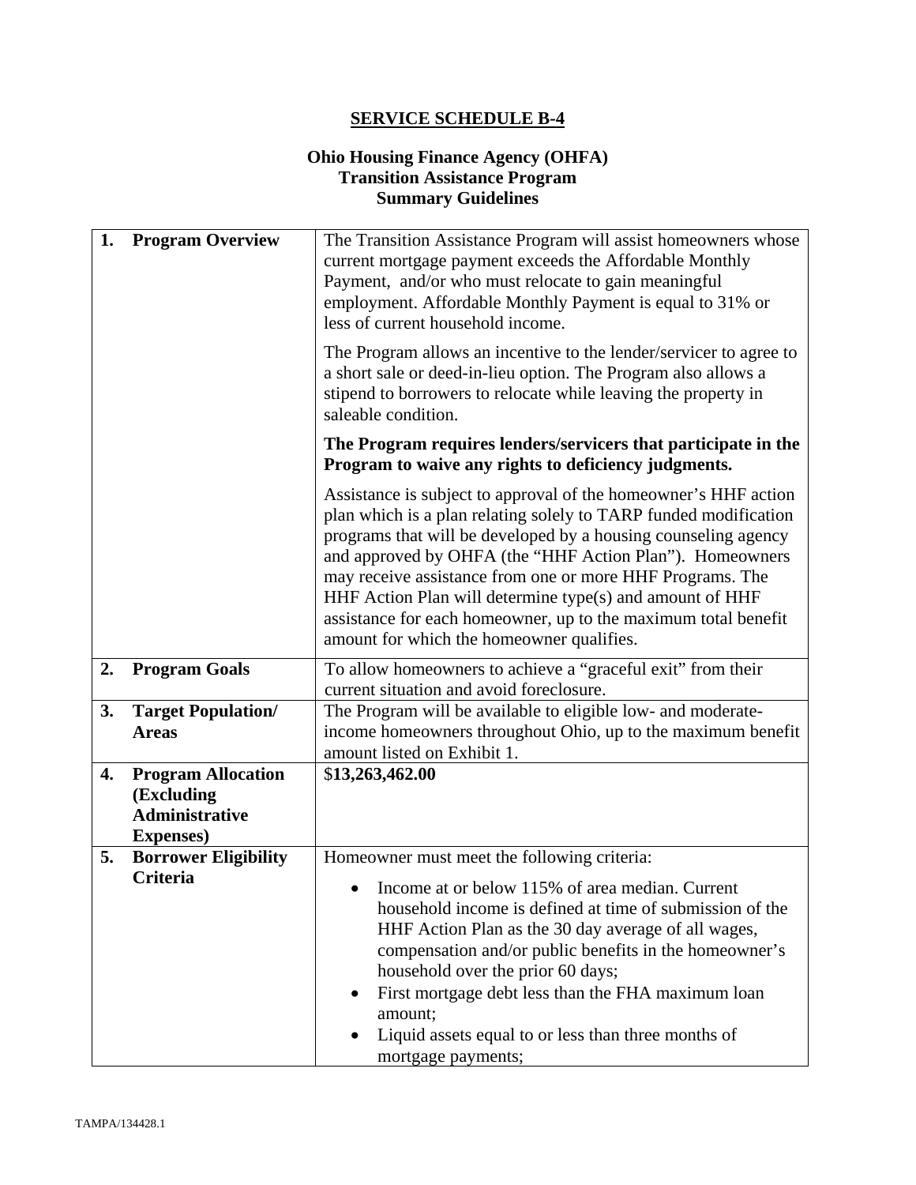## SERVICE SCHEDULE B-4

### Ohio Housing Finance Agency (OHFA) Transition Assistance Program Summary Guidelines

| | |
|---|---|
| **1. Program Overview** | The Transition Assistance Program will assist homeowners whose current mortgage payment exceeds the Affordable Monthly Payment, and/or who must relocate to gain meaningful employment. Affordable Monthly Payment is equal to 31% or less of current household income.<br><br>The Program allows an incentive to the lender/servicer to agree to a short sale or deed-in-lieu option. The Program also allows a stipend to borrowers to relocate while leaving the property in saleable condition.<br><br>**The Program requires lenders/servicers that participate in the Program to waive any rights to deficiency judgments.**<br><br>Assistance is subject to approval of the homeowner's HHF action plan which is a plan relating solely to TARP funded modification programs that will be developed by a housing counseling agency and approved by OHFA (the "HHF Action Plan"). Homeowners may receive assistance from one or more HHF Programs. The HHF Action Plan will determine type(s) and amount of HHF assistance for each homeowner, up to the maximum total benefit amount for which the homeowner qualifies. |
| **2. Program Goals** | To allow homeowners to achieve a "graceful exit" from their current situation and avoid foreclosure. |
| **3. Target Population/ Areas** | The Program will be available to eligible low- and moderate-income homeowners throughout Ohio, up to the maximum benefit amount listed on Exhibit 1. |
| **4. Program Allocation (Excluding Administrative Expenses)** | $**13,263,462.00** |
| **5. Borrower Eligibility Criteria** | Homeowner must meet the following criteria:<br>• Income at or below 115% of area median. Current household income is defined at time of submission of the HHF Action Plan as the 30 day average of all wages, compensation and/or public benefits in the homeowner's household over the prior 60 days;<br>• First mortgage debt less than the FHA maximum loan amount;<br>• Liquid assets equal to or less than three months of mortgage payments; |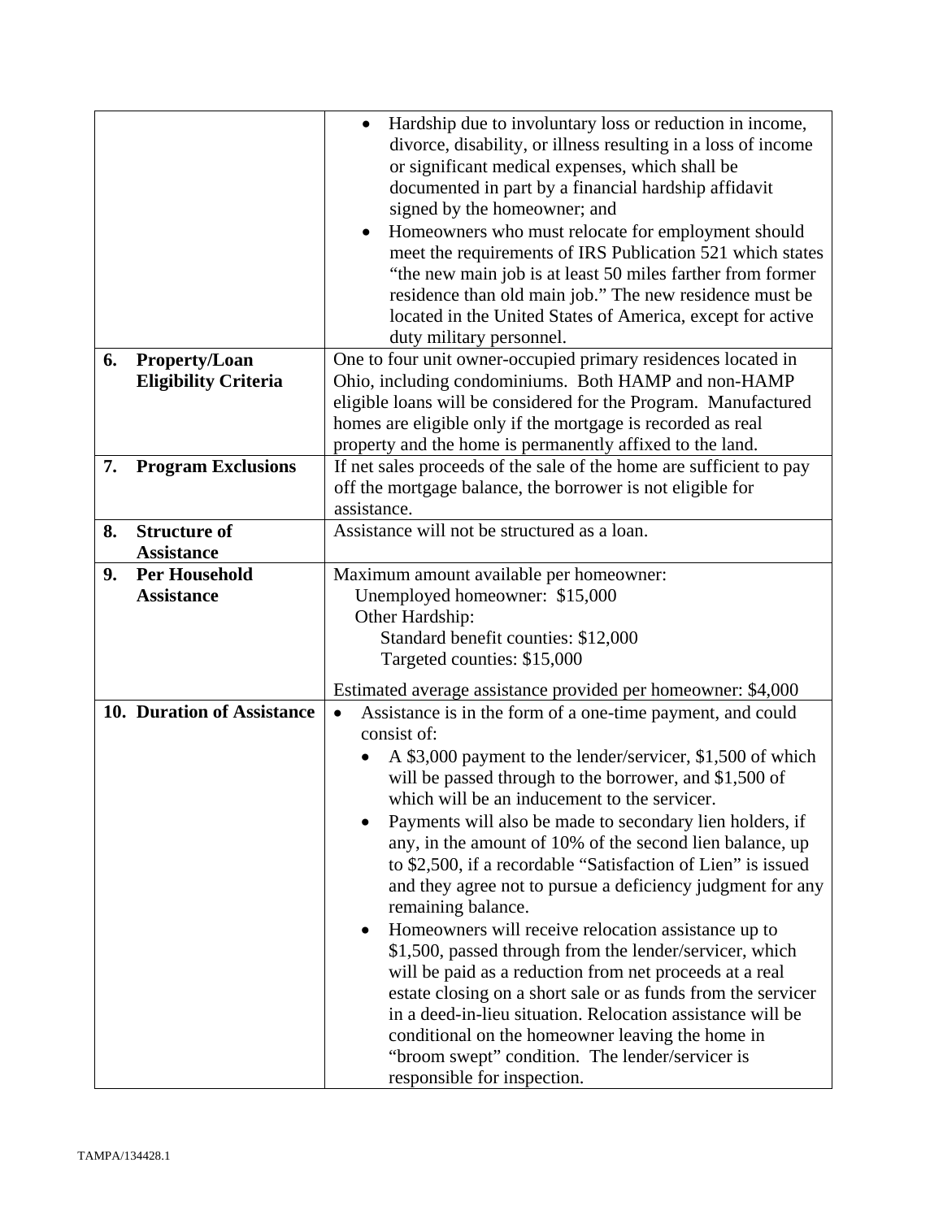| | |
|---|---|
| | • Hardship due to involuntary loss or reduction in income, divorce, disability, or illness resulting in a loss of income or significant medical expenses, which shall be documented in part by a financial hardship affidavit signed by the homeowner; and<br>• Homeowners who must relocate for employment should meet the requirements of IRS Publication 521 which states "the new main job is at least 50 miles farther from former residence than old main job." The new residence must be located in the United States of America, except for active duty military personnel. |
| **6. Property/Loan Eligibility Criteria** | One to four unit owner-occupied primary residences located in Ohio, including condominiums. Both HAMP and non-HAMP eligible loans will be considered for the Program. Manufactured homes are eligible only if the mortgage is recorded as real property and the home is permanently affixed to the land. |
| **7. Program Exclusions** | If net sales proceeds of the sale of the home are sufficient to pay off the mortgage balance, the borrower is not eligible for assistance. |
| **8. Structure of Assistance** | Assistance will not be structured as a loan. |
| **9. Per Household Assistance** | Maximum amount available per homeowner:<br>Unemployed homeowner: $15,000<br>Other Hardship:<br>Standard benefit counties: $12,000<br>Targeted counties: $15,000<br><br>Estimated average assistance provided per homeowner: $4,000 |
| **10. Duration of Assistance** | • Assistance is in the form of a one-time payment, and could consist of:<br>• A $3,000 payment to the lender/servicer, $1,500 of which will be passed through to the borrower, and $1,500 of which will be an inducement to the servicer.<br>• Payments will also be made to secondary lien holders, if any, in the amount of 10% of the second lien balance, up to $2,500, if a recordable "Satisfaction of Lien" is issued and they agree not to pursue a deficiency judgment for any remaining balance.<br>• Homeowners will receive relocation assistance up to $1,500, passed through from the lender/servicer, which will be paid as a reduction from net proceeds at a real estate closing on a short sale or as funds from the servicer in a deed-in-lieu situation. Relocation assistance will be conditional on the homeowner leaving the home in "broom swept" condition. The lender/servicer is responsible for inspection. |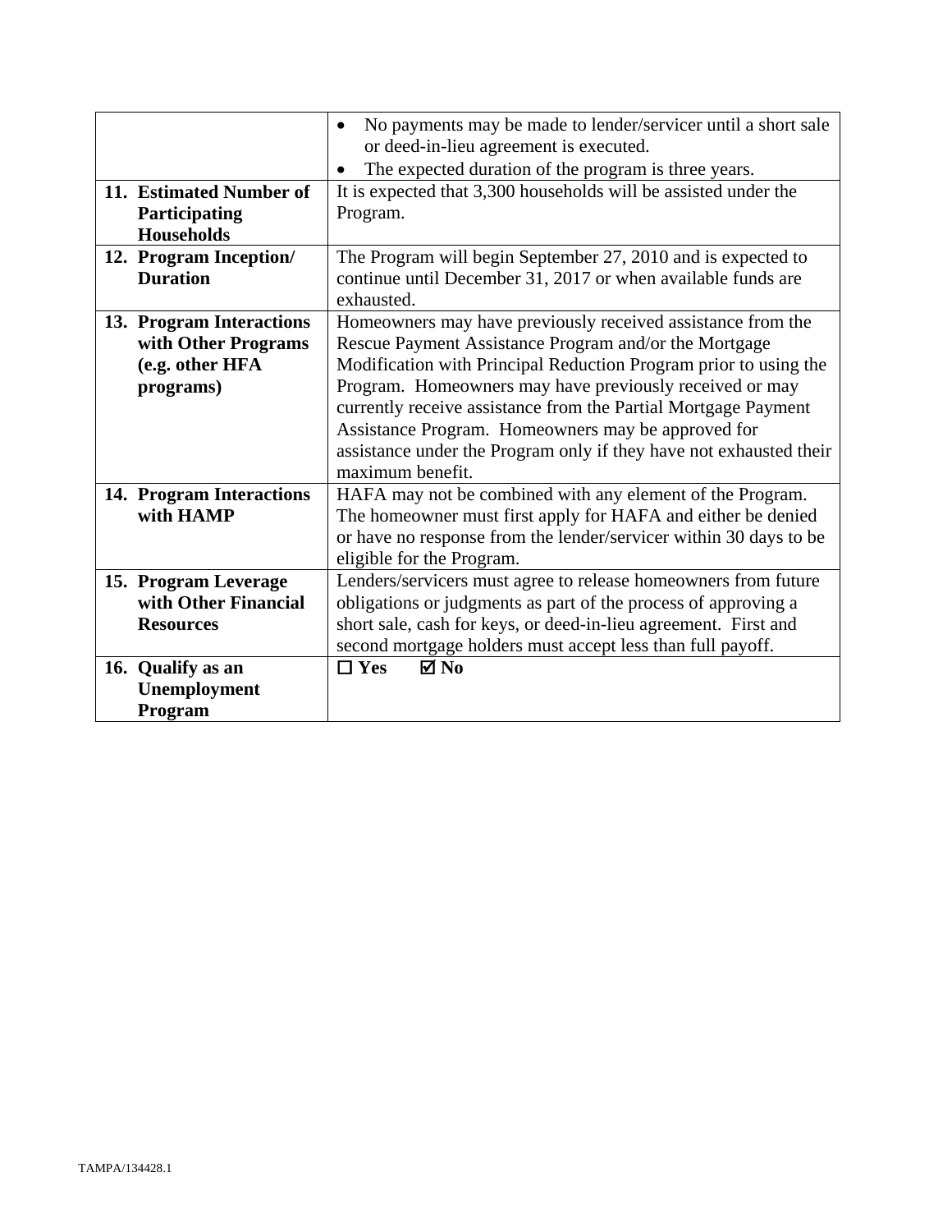| | |
|---|---|
| | • No payments may be made to lender/servicer until a short sale or deed-in-lieu agreement is executed.<br>• The expected duration of the program is three years. |
| **11. Estimated Number of Participating Households** | It is expected that 3,300 households will be assisted under the Program. |
| **12. Program Inception/ Duration** | The Program will begin September 27, 2010 and is expected to continue until December 31, 2017 or when available funds are exhausted. |
| **13. Program Interactions with Other Programs (e.g. other HFA programs)** | Homeowners may have previously received assistance from the Rescue Payment Assistance Program and/or the Mortgage Modification with Principal Reduction Program prior to using the Program. Homeowners may have previously received or may currently receive assistance from the Partial Mortgage Payment Assistance Program. Homeowners may be approved for assistance under the Program only if they have not exhausted their maximum benefit. |
| **14. Program Interactions with HAMP** | HAFA may not be combined with any element of the Program. The homeowner must first apply for HAFA and either be denied or have no response from the lender/servicer within 30 days to be eligible for the Program. |
| **15. Program Leverage with Other Financial Resources** | Lenders/servicers must agree to release homeowners from future obligations or judgments as part of the process of approving a short sale, cash for keys, or deed-in-lieu agreement. First and second mortgage holders must accept less than full payoff. |
| **16. Qualify as an Unemployment Program** | ☐ **Yes** ☑ **No** |

TAMPA/134428.1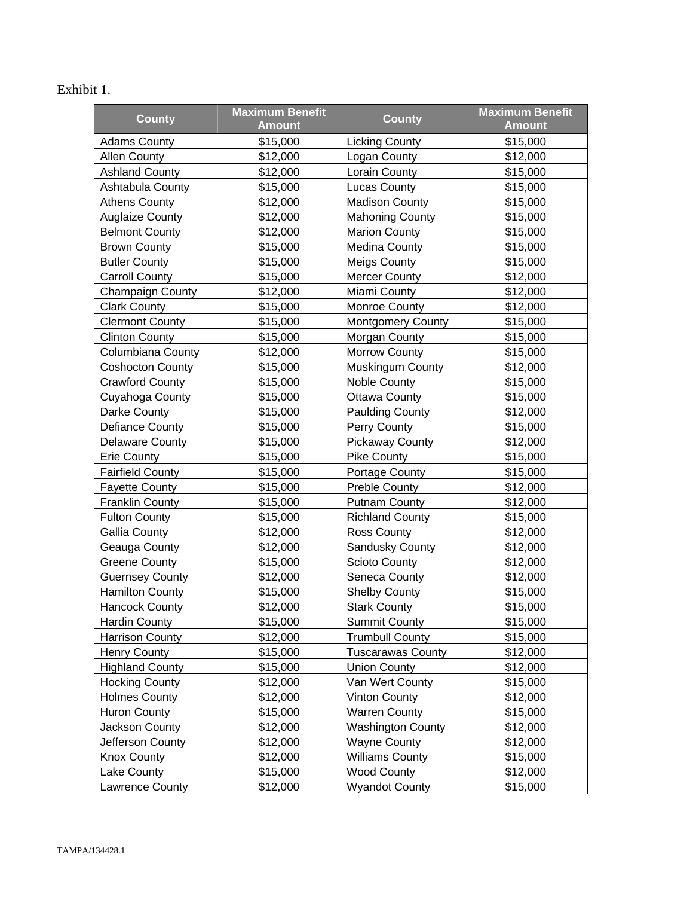Exhibit 1.

| County | Maximum Benefit Amount | County | Maximum Benefit Amount |
|---|---|---|---|
| Adams County | $15,000 | Licking County | $15,000 |
| Allen County | $12,000 | Logan County | $12,000 |
| Ashland County | $12,000 | Lorain County | $15,000 |
| Ashtabula County | $15,000 | Lucas County | $15,000 |
| Athens County | $12,000 | Madison County | $15,000 |
| Auglaize County | $12,000 | Mahoning County | $15,000 |
| Belmont County | $12,000 | Marion County | $15,000 |
| Brown County | $15,000 | Medina County | $15,000 |
| Butler County | $15,000 | Meigs County | $15,000 |
| Carroll County | $15,000 | Mercer County | $12,000 |
| Champaign County | $12,000 | Miami County | $12,000 |
| Clark County | $15,000 | Monroe County | $12,000 |
| Clermont County | $15,000 | Montgomery County | $15,000 |
| Clinton County | $15,000 | Morgan County | $15,000 |
| Columbiana County | $12,000 | Morrow County | $15,000 |
| Coshocton County | $15,000 | Muskingum County | $12,000 |
| Crawford County | $15,000 | Noble County | $15,000 |
| Cuyahoga County | $15,000 | Ottawa County | $15,000 |
| Darke County | $15,000 | Paulding County | $12,000 |
| Defiance County | $15,000 | Perry County | $15,000 |
| Delaware County | $15,000 | Pickaway County | $12,000 |
| Erie County | $15,000 | Pike County | $15,000 |
| Fairfield County | $15,000 | Portage County | $15,000 |
| Fayette County | $15,000 | Preble County | $12,000 |
| Franklin County | $15,000 | Putnam County | $12,000 |
| Fulton County | $15,000 | Richland County | $15,000 |
| Gallia County | $12,000 | Ross County | $12,000 |
| Geauga County | $12,000 | Sandusky County | $12,000 |
| Greene County | $15,000 | Scioto County | $12,000 |
| Guernsey County | $12,000 | Seneca County | $12,000 |
| Hamilton County | $15,000 | Shelby County | $15,000 |
| Hancock County | $12,000 | Stark County | $15,000 |
| Hardin County | $15,000 | Summit County | $15,000 |
| Harrison County | $12,000 | Trumbull County | $15,000 |
| Henry County | $15,000 | Tuscarawas County | $12,000 |
| Highland County | $15,000 | Union County | $12,000 |
| Hocking County | $12,000 | Van Wert County | $15,000 |
| Holmes County | $12,000 | Vinton County | $12,000 |
| Huron County | $15,000 | Warren County | $15,000 |
| Jackson County | $12,000 | Washington County | $12,000 |
| Jefferson County | $12,000 | Wayne County | $12,000 |
| Knox County | $12,000 | Williams County | $15,000 |
| Lake County | $15,000 | Wood County | $12,000 |
| Lawrence County | $12,000 | Wyandot County | $15,000 |

TAMPA/134428.1